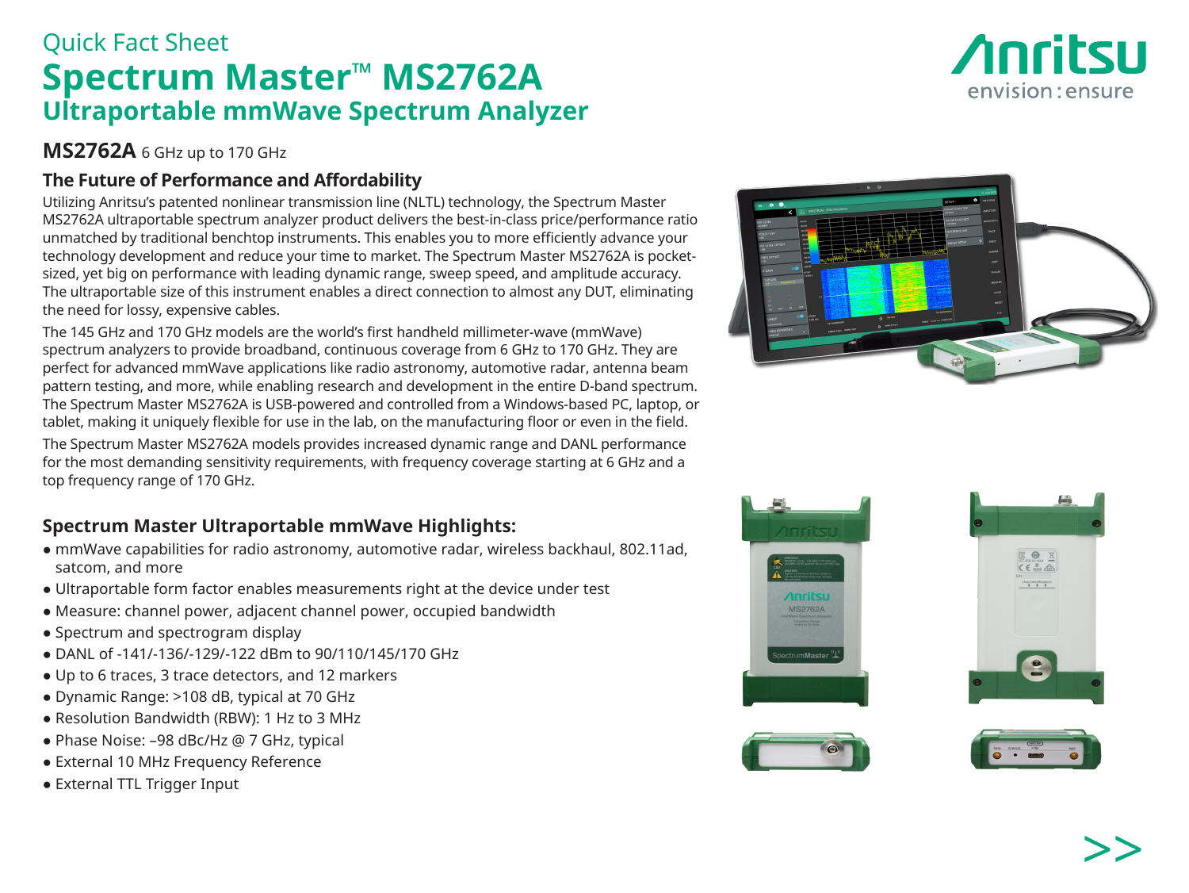Quick Fact Sheet

# Spectrum Master™ MS2762A

## Ultraportable mmWave Spectrum Analyzer

**MS2762A** 6 GHz up to 170 GHz

### The Future of Performance and Affordability

Utilizing Anritsu's patented nonlinear transmission line (NLTL) technology, the Spectrum Master MS2762A ultraportable spectrum analyzer product delivers the best-in-class price/performance ratio unmatched by traditional benchtop instruments. This enables you to more efficiently advance your technology development and reduce your time to market. The Spectrum Master MS2762A is pocket-sized, yet big on performance with leading dynamic range, sweep speed, and amplitude accuracy. The ultraportable size of this instrument enables a direct connection to almost any DUT, eliminating the need for lossy, expensive cables.

The 145 GHz and 170 GHz models are the world's first handheld millimeter-wave (mmWave) spectrum analyzers to provide broadband, continuous coverage from 6 GHz to 170 GHz. They are perfect for advanced mmWave applications like radio astronomy, automotive radar, antenna beam pattern testing, and more, while enabling research and development in the entire D-band spectrum. The Spectrum Master MS2762A is USB-powered and controlled from a Windows-based PC, laptop, or tablet, making it uniquely flexible for use in the lab, on the manufacturing floor or even in the field.

The Spectrum Master MS2762A models provides increased dynamic range and DANL performance for the most demanding sensitivity requirements, with frequency coverage starting at 6 GHz and a top frequency range of 170 GHz.

### Spectrum Master Ultraportable mmWave Highlights:

- mmWave capabilities for radio astronomy, automotive radar, wireless backhaul, 802.11ad, satcom, and more
- Ultraportable form factor enables measurements right at the device under test
- Measure: channel power, adjacent channel power, occupied bandwidth
- Spectrum and spectrogram display
- DANL of -141/-136/-129/-122 dBm to 90/110/145/170 GHz
- Up to 6 traces, 3 trace detectors, and 12 markers
- Dynamic Range: >108 dB, typical at 70 GHz
- Resolution Bandwidth (RBW): 1 Hz to 3 MHz
- Phase Noise: –98 dBc/Hz @ 7 GHz, typical
- External 10 MHz Frequency Reference
- External TTL Trigger Input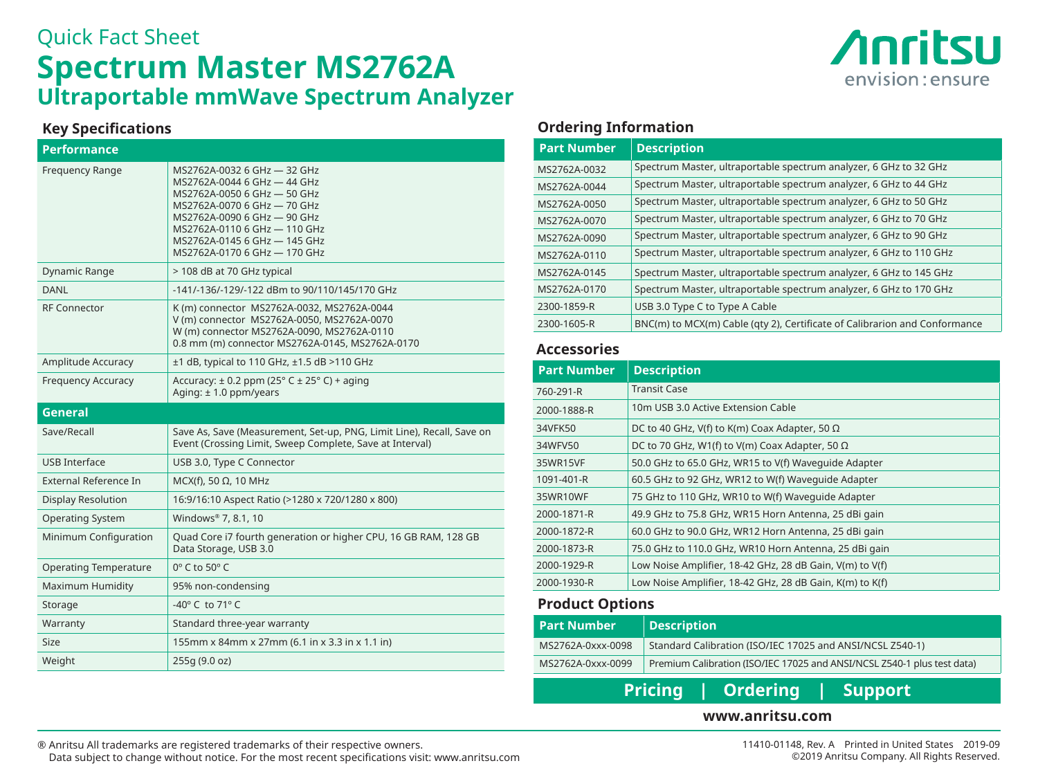Quick Fact Sheet

# Spectrum Master MS2762A

## Ultraportable mmWave Spectrum Analyzer

Anritsu
envision : ensure

### Key Specifications

| Performance | |
|---|---|
| Frequency Range | MS2762A-0032 6 GHz — 32 GHz<br>MS2762A-0044 6 GHz — 44 GHz<br>MS2762A-0050 6 GHz — 50 GHz<br>MS2762A-0070 6 GHz — 70 GHz<br>MS2762A-0090 6 GHz — 90 GHz<br>MS2762A-0110 6 GHz — 110 GHz<br>MS2762A-0145 6 GHz — 145 GHz<br>MS2762A-0170 6 GHz — 170 GHz |
| Dynamic Range | > 108 dB at 70 GHz typical |
| DANL | -141/-136/-129/-122 dBm to 90/110/145/170 GHz |
| RF Connector | K (m) connector MS2762A-0032, MS2762A-0044<br>V (m) connector MS2762A-0050, MS2762A-0070<br>W (m) connector MS2762A-0090, MS2762A-0110<br>0.8 mm (m) connector MS2762A-0145, MS2762A-0170 |
| Amplitude Accuracy | ±1 dB, typical to 110 GHz, ±1.5 dB >110 GHz |
| Frequency Accuracy | Accuracy: ± 0.2 ppm (25° C ± 25° C) + aging<br>Aging: ± 1.0 ppm/years |
| **General** | |
| Save/Recall | Save As, Save (Measurement, Set-up, PNG, Limit Line), Recall, Save on Event (Crossing Limit, Sweep Complete, Save at Interval) |
| USB Interface | USB 3.0, Type C Connector |
| External Reference In | MCX(f), 50 Ω, 10 MHz |
| Display Resolution | 16:9/16:10 Aspect Ratio (>1280 x 720/1280 x 800) |
| Operating System | Windows® 7, 8.1, 10 |
| Minimum Configuration | Quad Core i7 fourth generation or higher CPU, 16 GB RAM, 128 GB Data Storage, USB 3.0 |
| Operating Temperature | 0° C to 50° C |
| Maximum Humidity | 95% non-condensing |
| Storage | -40° C to 71° C |
| Warranty | Standard three-year warranty |
| Size | 155mm x 84mm x 27mm (6.1 in x 3.3 in x 1.1 in) |
| Weight | 255g (9.0 oz) |

### Ordering Information

| Part Number | Description |
|---|---|
| MS2762A-0032 | Spectrum Master, ultraportable spectrum analyzer, 6 GHz to 32 GHz |
| MS2762A-0044 | Spectrum Master, ultraportable spectrum analyzer, 6 GHz to 44 GHz |
| MS2762A-0050 | Spectrum Master, ultraportable spectrum analyzer, 6 GHz to 50 GHz |
| MS2762A-0070 | Spectrum Master, ultraportable spectrum analyzer, 6 GHz to 70 GHz |
| MS2762A-0090 | Spectrum Master, ultraportable spectrum analyzer, 6 GHz to 90 GHz |
| MS2762A-0110 | Spectrum Master, ultraportable spectrum analyzer, 6 GHz to 110 GHz |
| MS2762A-0145 | Spectrum Master, ultraportable spectrum analyzer, 6 GHz to 145 GHz |
| MS2762A-0170 | Spectrum Master, ultraportable spectrum analyzer, 6 GHz to 170 GHz |
| 2300-1859-R | USB 3.0 Type C to Type A Cable |
| 2300-1605-R | BNC(m) to MCX(m) Cable (qty 2), Certificate of Calibrarion and Conformance |

### Accessories

| Part Number | Description |
|---|---|
| 760-291-R | Transit Case |
| 2000-1888-R | 10m USB 3.0 Active Extension Cable |
| 34VFK50 | DC to 40 GHz, V(f) to K(m) Coax Adapter, 50 Ω |
| 34WFV50 | DC to 70 GHz, W1(f) to V(m) Coax Adapter, 50 Ω |
| 35WR15VF | 50.0 GHz to 65.0 GHz, WR15 to V(f) Waveguide Adapter |
| 1091-401-R | 60.5 GHz to 92 GHz, WR12 to W(f) Waveguide Adapter |
| 35WR10WF | 75 GHz to 110 GHz, WR10 to W(f) Waveguide Adapter |
| 2000-1871-R | 49.9 GHz to 75.8 GHz, WR15 Horn Antenna, 25 dBi gain |
| 2000-1872-R | 60.0 GHz to 90.0 GHz, WR12 Horn Antenna, 25 dBi gain |
| 2000-1873-R | 75.0 GHz to 110.0 GHz, WR10 Horn Antenna, 25 dBi gain |
| 2000-1929-R | Low Noise Amplifier, 18-42 GHz, 28 dB Gain, V(m) to V(f) |
| 2000-1930-R | Low Noise Amplifier, 18-42 GHz, 28 dB Gain, K(m) to K(f) |

### Product Options

| Part Number | Description |
|---|---|
| MS2762A-0xxx-0098 | Standard Calibration (ISO/IEC 17025 and ANSI/NCSL Z540-1) |
| MS2762A-0xxx-0099 | Premium Calibration (ISO/IEC 17025 and ANSI/NCSL Z540-1 plus test data) |

**Pricing | Ordering | Support**

**www.anritsu.com**

® Anritsu All trademarks are registered trademarks of their respective owners.
Data subject to change without notice. For the most recent specifications visit: www.anritsu.com

11410-01148, Rev. A Printed in United States 2019-09
©2019 Anritsu Company. All Rights Reserved.